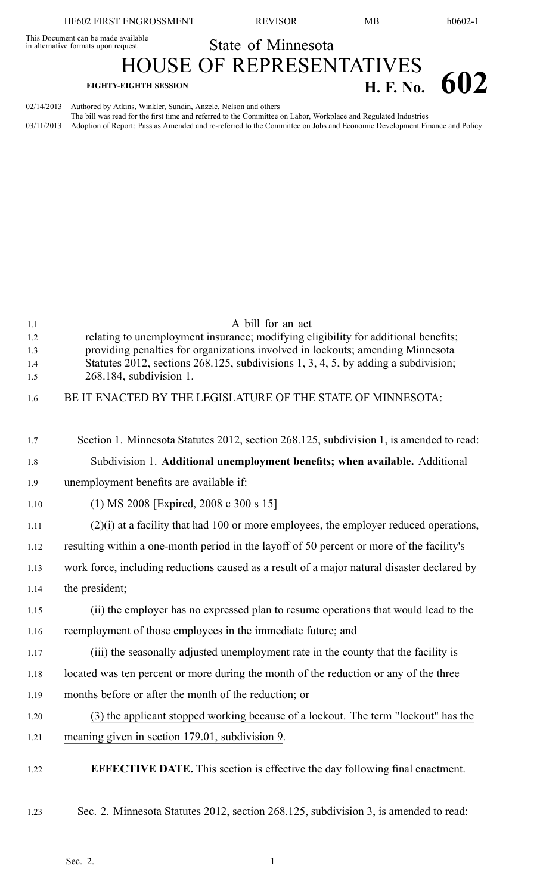This Document can be made available in alternative formats upon request

State of Minnesota

# HOUSE OF REPRESENTATIVES

**EIGHTY-EIGHTH SESSION** **H. F. No. 602**

02/14/2013 Authored by Atkins, Winkler, Sundin, Anzelc, Nelson and others
The bill was read for the first time and referred to the Committee on Labor, Workplace and Regulated Industries
03/11/2013 Adoption of Report: Pass as Amended and re-referred to the Committee on Jobs and Economic Development Finance and Policy

A bill for an act
relating to unemployment insurance; modifying eligibility for additional benefits; providing penalties for organizations involved in lockouts; amending Minnesota Statutes 2012, sections 268.125, subdivisions 1, 3, 4, 5, by adding a subdivision; 268.184, subdivision 1.

BE IT ENACTED BY THE LEGISLATURE OF THE STATE OF MINNESOTA:

Section 1. Minnesota Statutes 2012, section 268.125, subdivision 1, is amended to read:

Subdivision 1. **Additional unemployment benefits; when available.** Additional unemployment benefits are available if:

(1) MS 2008 [Expired, 2008 c 300 s 15]

(2)(i) at a facility that had 100 or more employees, the employer reduced operations, resulting within a one-month period in the layoff of 50 percent or more of the facility's work force, including reductions caused as a result of a major natural disaster declared by the president;

(ii) the employer has no expressed plan to resume operations that would lead to the reemployment of those employees in the immediate future; and

(iii) the seasonally adjusted unemployment rate in the county that the facility is located was ten percent or more during the month of the reduction or any of the three months before or after the month of the reduction; or

(3) the applicant stopped working because of a lockout. The term "lockout" has the meaning given in section 179.01, subdivision 9.

**EFFECTIVE DATE.** This section is effective the day following final enactment.

Sec. 2. Minnesota Statutes 2012, section 268.125, subdivision 3, is amended to read: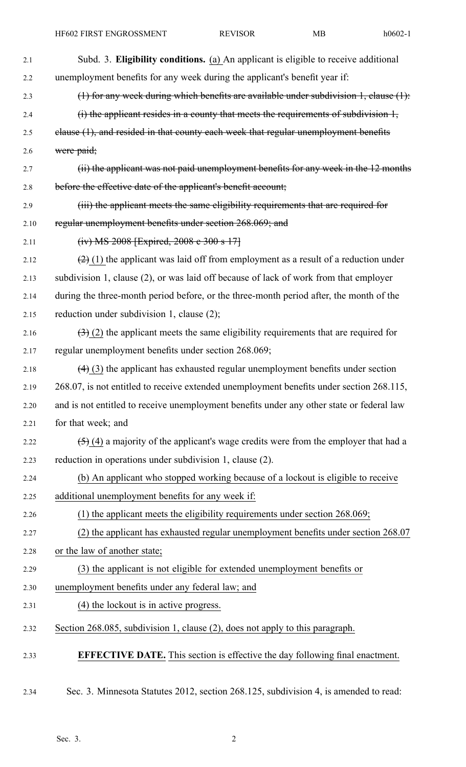Subd. 3. **Eligibility conditions.** (a) An applicant is eligible to receive additional unemployment benefits for any week during the applicant's benefit year if:

~~(1) for any week during which benefits are available under subdivision 1, clause (1):~~

~~(i) the applicant resides in a county that meets the requirements of subdivision 1, clause (1), and resided in that county each week that regular unemployment benefits were paid;~~

~~(ii) the applicant was not paid unemployment benefits for any week in the 12 months before the effective date of the applicant's benefit account;~~

~~(iii) the applicant meets the same eligibility requirements that are required for regular unemployment benefits under section 268.069; and~~

~~(iv) MS 2008 [Expired, 2008 c 300 s 17]~~

~~(2)~~ (1) the applicant was laid off from employment as a result of a reduction under subdivision 1, clause (2), or was laid off because of lack of work from that employer during the three-month period before, or the three-month period after, the month of the reduction under subdivision 1, clause (2);

~~(3)~~ (2) the applicant meets the same eligibility requirements that are required for regular unemployment benefits under section 268.069;

~~(4)~~ (3) the applicant has exhausted regular unemployment benefits under section 268.07, is not entitled to receive extended unemployment benefits under section 268.115, and is not entitled to receive unemployment benefits under any other state or federal law for that week; and

~~(5)~~ (4) a majority of the applicant's wage credits were from the employer that had a reduction in operations under subdivision 1, clause (2).

(b) An applicant who stopped working because of a lockout is eligible to receive additional unemployment benefits for any week if:

(1) the applicant meets the eligibility requirements under section 268.069;

(2) the applicant has exhausted regular unemployment benefits under section 268.07 or the law of another state;

(3) the applicant is not eligible for extended unemployment benefits or unemployment benefits under any federal law; and

(4) the lockout is in active progress.

Section 268.085, subdivision 1, clause (2), does not apply to this paragraph.

**EFFECTIVE DATE.** This section is effective the day following final enactment.

Sec. 3. Minnesota Statutes 2012, section 268.125, subdivision 4, is amended to read: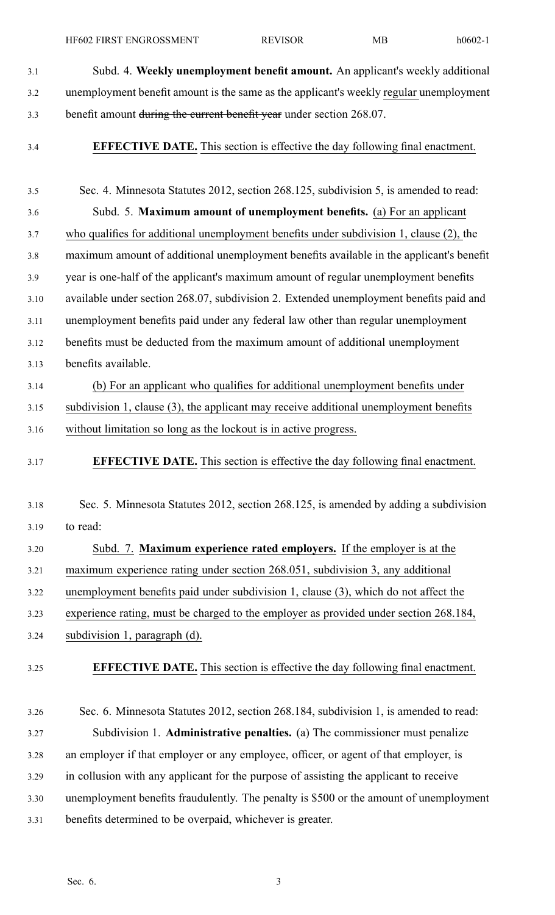Subd. 4. **Weekly unemployment benefit amount.** An applicant's weekly additional unemployment benefit amount is the same as the applicant's weekly regular unemployment benefit amount ~~during the current benefit year~~ under section 268.07.

**EFFECTIVE DATE.** This section is effective the day following final enactment.

Sec. 4. Minnesota Statutes 2012, section 268.125, subdivision 5, is amended to read:

Subd. 5. **Maximum amount of unemployment benefits.** (a) For an applicant who qualifies for additional unemployment benefits under subdivision 1, clause (2), the maximum amount of additional unemployment benefits available in the applicant's benefit year is one-half of the applicant's maximum amount of regular unemployment benefits available under section 268.07, subdivision 2. Extended unemployment benefits paid and unemployment benefits paid under any federal law other than regular unemployment benefits must be deducted from the maximum amount of additional unemployment benefits available.

(b) For an applicant who qualifies for additional unemployment benefits under subdivision 1, clause (3), the applicant may receive additional unemployment benefits without limitation so long as the lockout is in active progress.

**EFFECTIVE DATE.** This section is effective the day following final enactment.

Sec. 5. Minnesota Statutes 2012, section 268.125, is amended by adding a subdivision to read:

Subd. 7. **Maximum experience rated employers.** If the employer is at the maximum experience rating under section 268.051, subdivision 3, any additional unemployment benefits paid under subdivision 1, clause (3), which do not affect the experience rating, must be charged to the employer as provided under section 268.184, subdivision 1, paragraph (d).

**EFFECTIVE DATE.** This section is effective the day following final enactment.

Sec. 6. Minnesota Statutes 2012, section 268.184, subdivision 1, is amended to read:

Subdivision 1. **Administrative penalties.** (a) The commissioner must penalize an employer if that employer or any employee, officer, or agent of that employer, is in collusion with any applicant for the purpose of assisting the applicant to receive unemployment benefits fraudulently. The penalty is $500 or the amount of unemployment benefits determined to be overpaid, whichever is greater.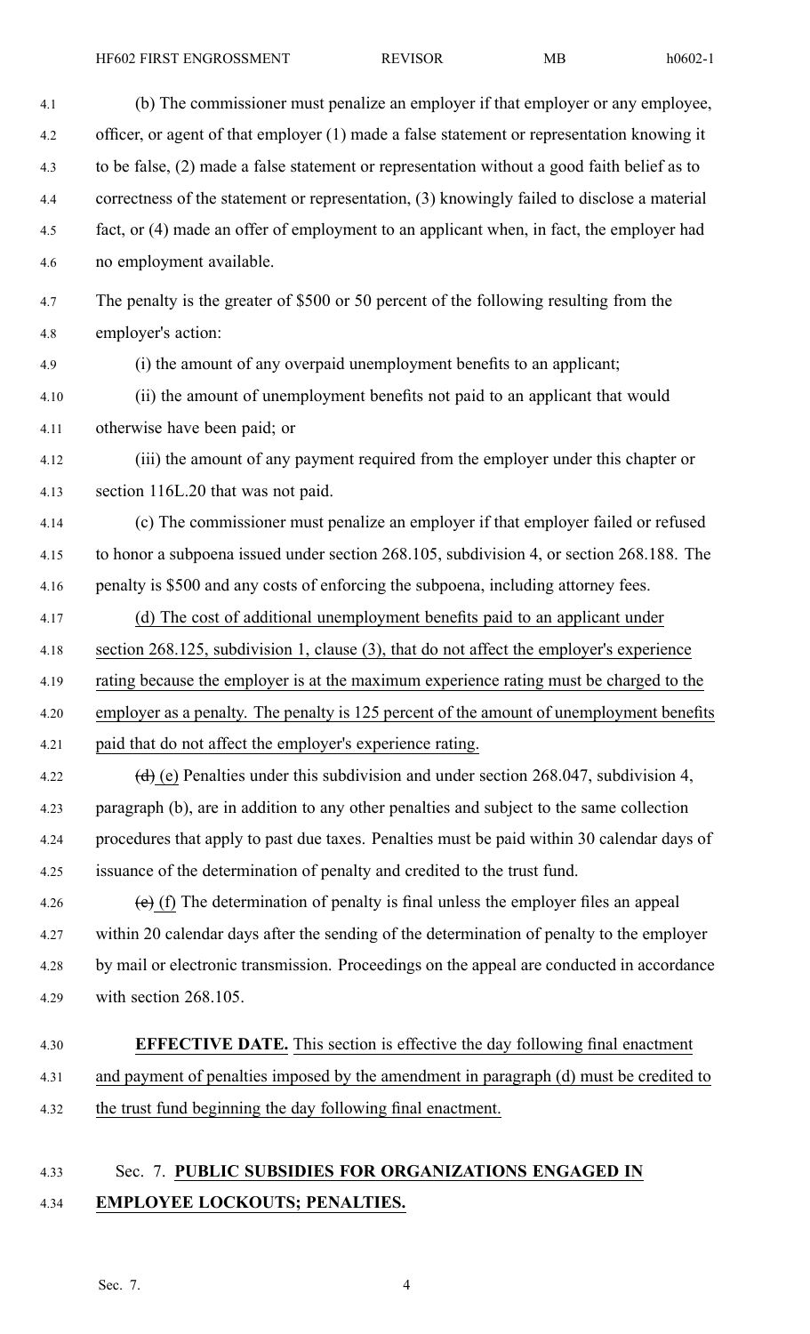(b) The commissioner must penalize an employer if that employer or any employee, officer, or agent of that employer (1) made a false statement or representation knowing it to be false, (2) made a false statement or representation without a good faith belief as to correctness of the statement or representation, (3) knowingly failed to disclose a material fact, or (4) made an offer of employment to an applicant when, in fact, the employer had no employment available.

The penalty is the greater of $500 or 50 percent of the following resulting from the employer's action:

(i) the amount of any overpaid unemployment benefits to an applicant;

(ii) the amount of unemployment benefits not paid to an applicant that would otherwise have been paid; or

(iii) the amount of any payment required from the employer under this chapter or section 116L.20 that was not paid.

(c) The commissioner must penalize an employer if that employer failed or refused to honor a subpoena issued under section 268.105, subdivision 4, or section 268.188. The penalty is $500 and any costs of enforcing the subpoena, including attorney fees.

<u>(d) The cost of additional unemployment benefits paid to an applicant under section 268.125, subdivision 1, clause (3), that do not affect the employer's experience rating because the employer is at the maximum experience rating must be charged to the employer as a penalty. The penalty is 125 percent of the amount of unemployment benefits paid that do not affect the employer's experience rating.</u>

~~(d)~~ <u>(e)</u> Penalties under this subdivision and under section 268.047, subdivision 4, paragraph (b), are in addition to any other penalties and subject to the same collection procedures that apply to past due taxes. Penalties must be paid within 30 calendar days of issuance of the determination of penalty and credited to the trust fund.

~~(e)~~ <u>(f)</u> The determination of penalty is final unless the employer files an appeal within 20 calendar days after the sending of the determination of penalty to the employer by mail or electronic transmission. Proceedings on the appeal are conducted in accordance with section 268.105.

**EFFECTIVE DATE.** <u>This section is effective the day following final enactment and payment of penalties imposed by the amendment in paragraph (d) must be credited to the trust fund beginning the day following final enactment.</u>

Sec. 7. **<u>PUBLIC SUBSIDIES FOR ORGANIZATIONS ENGAGED IN EMPLOYEE LOCKOUTS; PENALTIES.</u>**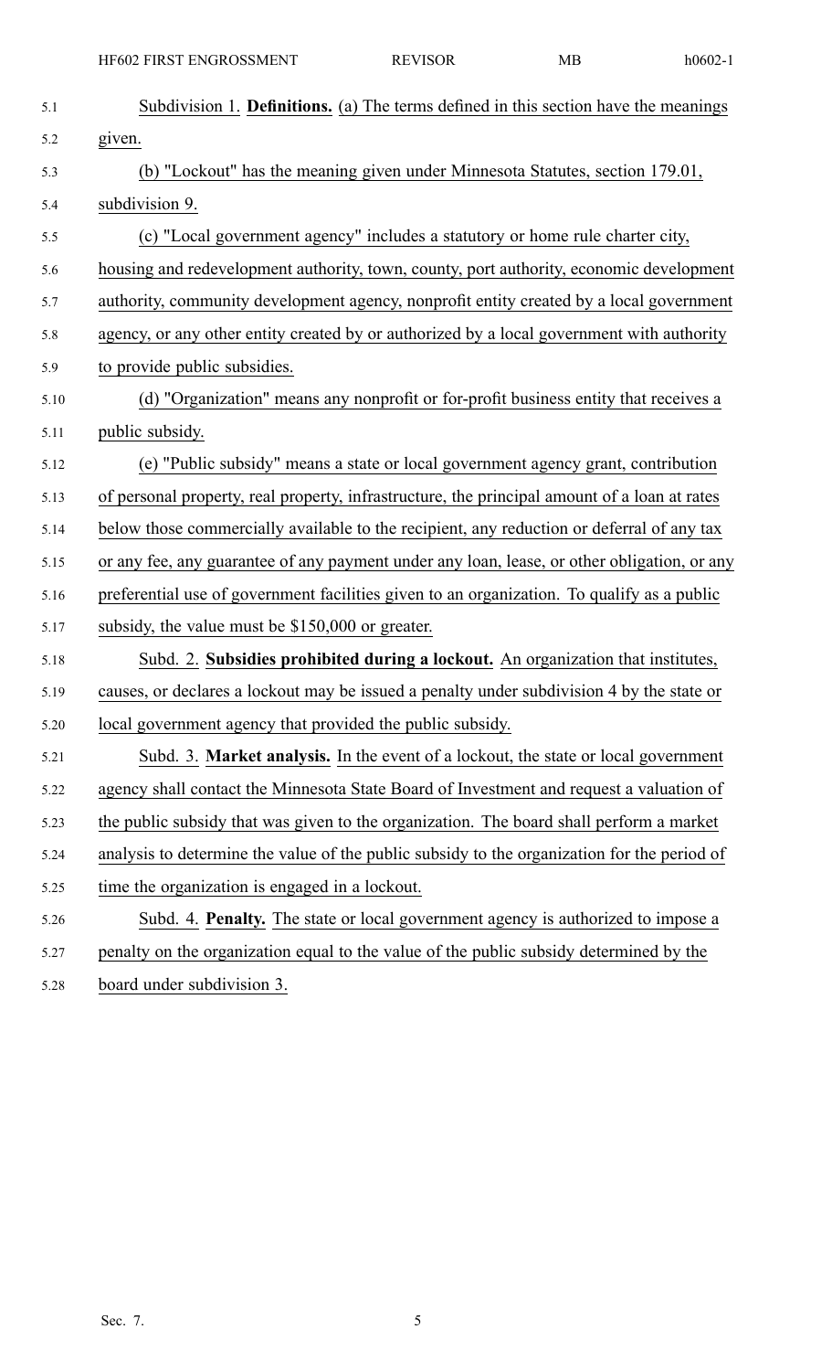Subdivision 1. **Definitions.** (a) The terms defined in this section have the meanings given.

(b) "Lockout" has the meaning given under Minnesota Statutes, section 179.01, subdivision 9.

(c) "Local government agency" includes a statutory or home rule charter city, housing and redevelopment authority, town, county, port authority, economic development authority, community development agency, nonprofit entity created by a local government agency, or any other entity created by or authorized by a local government with authority to provide public subsidies.

(d) "Organization" means any nonprofit or for-profit business entity that receives a public subsidy.

(e) "Public subsidy" means a state or local government agency grant, contribution of personal property, real property, infrastructure, the principal amount of a loan at rates below those commercially available to the recipient, any reduction or deferral of any tax or any fee, any guarantee of any payment under any loan, lease, or other obligation, or any preferential use of government facilities given to an organization. To qualify as a public subsidy, the value must be $150,000 or greater.

Subd. 2. **Subsidies prohibited during a lockout.** An organization that institutes, causes, or declares a lockout may be issued a penalty under subdivision 4 by the state or local government agency that provided the public subsidy.

Subd. 3. **Market analysis.** In the event of a lockout, the state or local government agency shall contact the Minnesota State Board of Investment and request a valuation of the public subsidy that was given to the organization. The board shall perform a market analysis to determine the value of the public subsidy to the organization for the period of time the organization is engaged in a lockout.

Subd. 4. **Penalty.** The state or local government agency is authorized to impose a penalty on the organization equal to the value of the public subsidy determined by the board under subdivision 3.